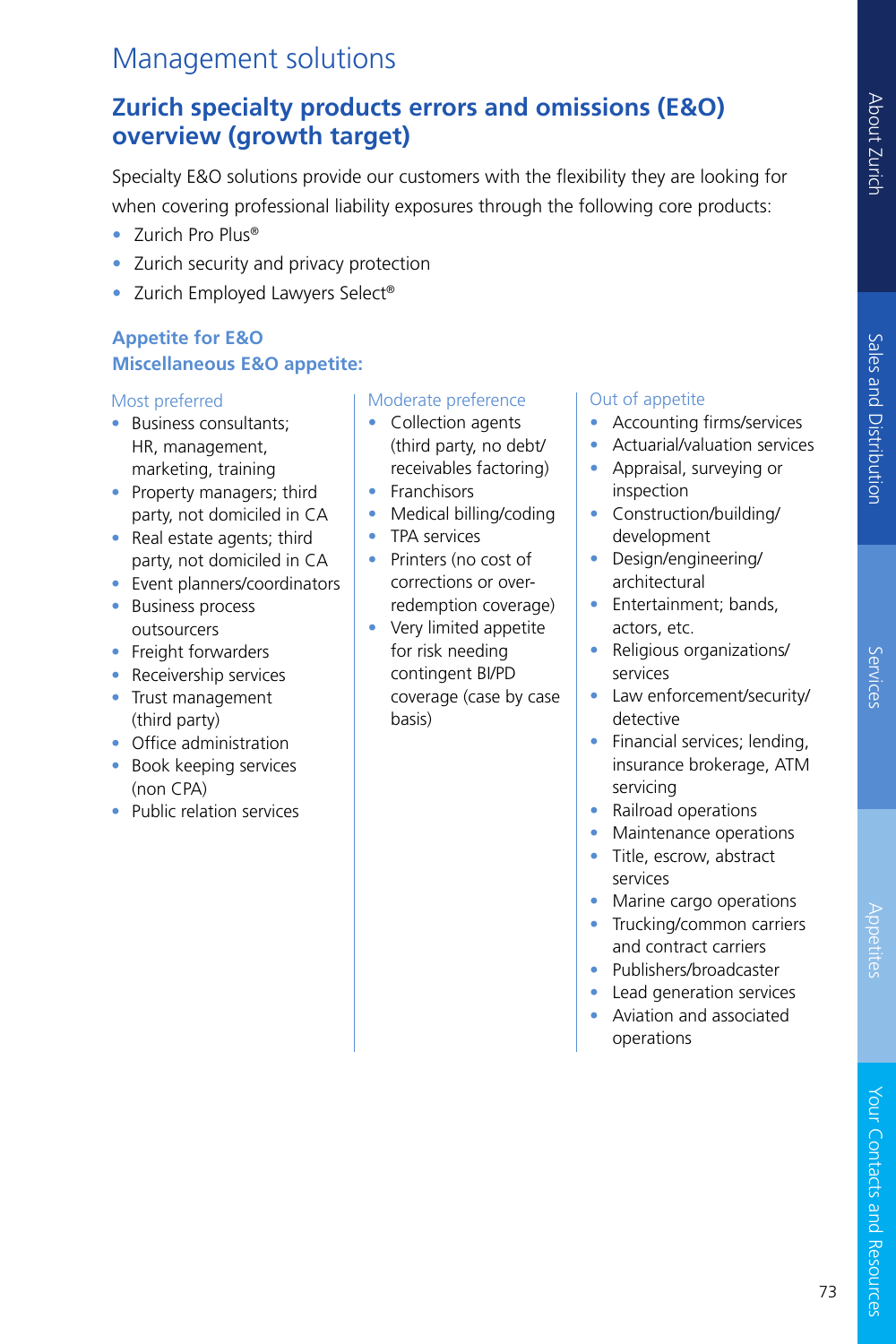# Management solutions

## Zurich specialty products errors and omissions (E&O) overview (growth target)

Specialty E&O solutions provide our customers with the flexibility they are looking for when covering professional liability exposures through the following core products:

- Zurich Pro Plus®
- Zurich security and privacy protection
- Zurich Employed Lawyers Select®

### Appetite for E&O

### Miscellaneous E&O appetite:

Most preferred

- Business consultants; HR, management, marketing, training
- Property managers; third party, not domiciled in CA
- Real estate agents; third party, not domiciled in CA
- Event planners/coordinators
- Business process outsourcers
- Freight forwarders
- Receivership services
- Trust management (third party)
- Office administration
- Book keeping services (non CPA)
- Public relation services

Moderate preference

- Collection agents (third party, no debt/receivables factoring)
- Franchisors
- Medical billing/coding
- TPA services
- Printers (no cost of corrections or over-redemption coverage)
- Very limited appetite for risk needing contingent BI/PD coverage (case by case basis)

Out of appetite

- Accounting firms/services
- Actuarial/valuation services
- Appraisal, surveying or inspection
- Construction/building/development
- Design/engineering/architectural
- Entertainment; bands, actors, etc.
- Religious organizations/services
- Law enforcement/security/detective
- Financial services; lending, insurance brokerage, ATM servicing
- Railroad operations
- Maintenance operations
- Title, escrow, abstract services
- Marine cargo operations
- Trucking/common carriers and contract carriers
- Publishers/broadcaster
- Lead generation services
- Aviation and associated operations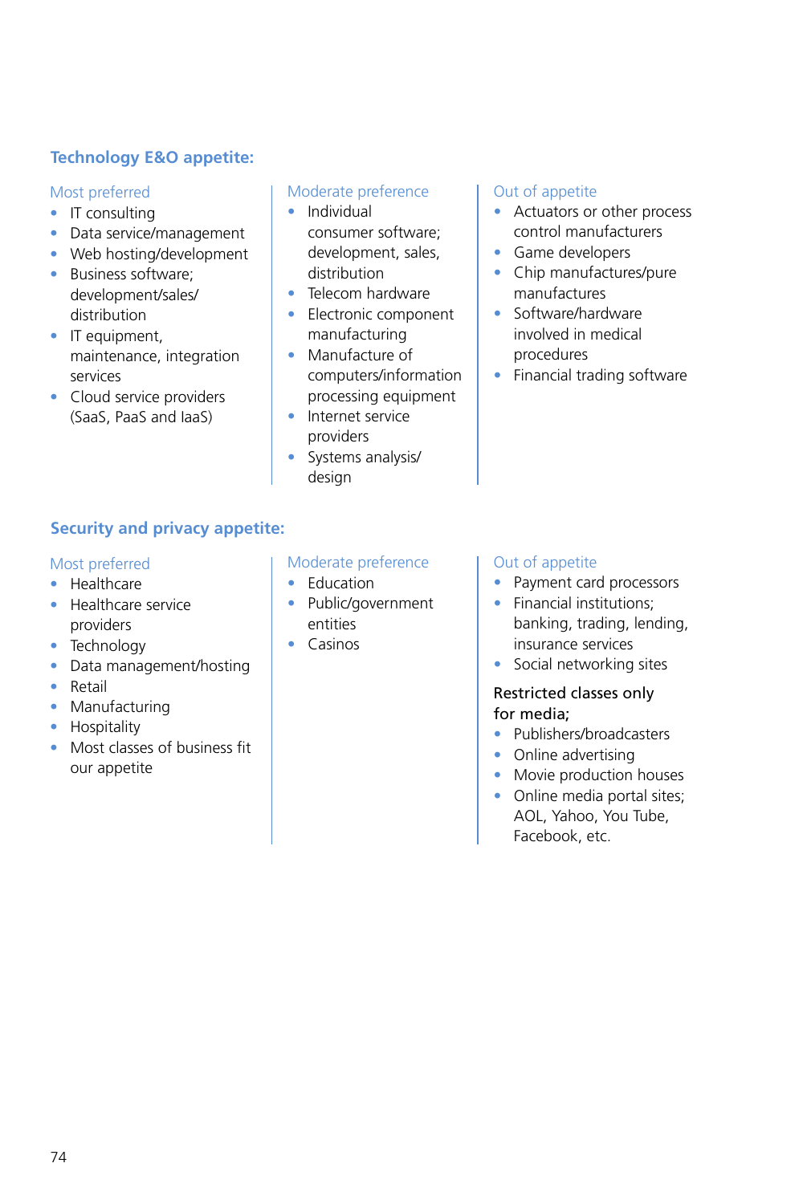## Technology E&O appetite:

### Most preferred

- IT consulting
- Data service/management
- Web hosting/development
- Business software; development/sales/distribution
- IT equipment, maintenance, integration services
- Cloud service providers (SaaS, PaaS and IaaS)

### Moderate preference

- Individual consumer software; development, sales, distribution
- Telecom hardware
- Electronic component manufacturing
- Manufacture of computers/information processing equipment
- Internet service providers
- Systems analysis/design

### Out of appetite

- Actuators or other process control manufacturers
- Game developers
- Chip manufactures/pure manufactures
- Software/hardware involved in medical procedures
- Financial trading software

## Security and privacy appetite:

### Most preferred

- Healthcare
- Healthcare service providers
- Technology
- Data management/hosting
- Retail
- Manufacturing
- Hospitality
- Most classes of business fit our appetite

### Moderate preference

- Education
- Public/government entities
- Casinos

### Out of appetite

- Payment card processors
- Financial institutions; banking, trading, lending, insurance services
- Social networking sites

Restricted classes only for media;

- Publishers/broadcasters
- Online advertising
- Movie production houses
- Online media portal sites; AOL, Yahoo, You Tube, Facebook, etc.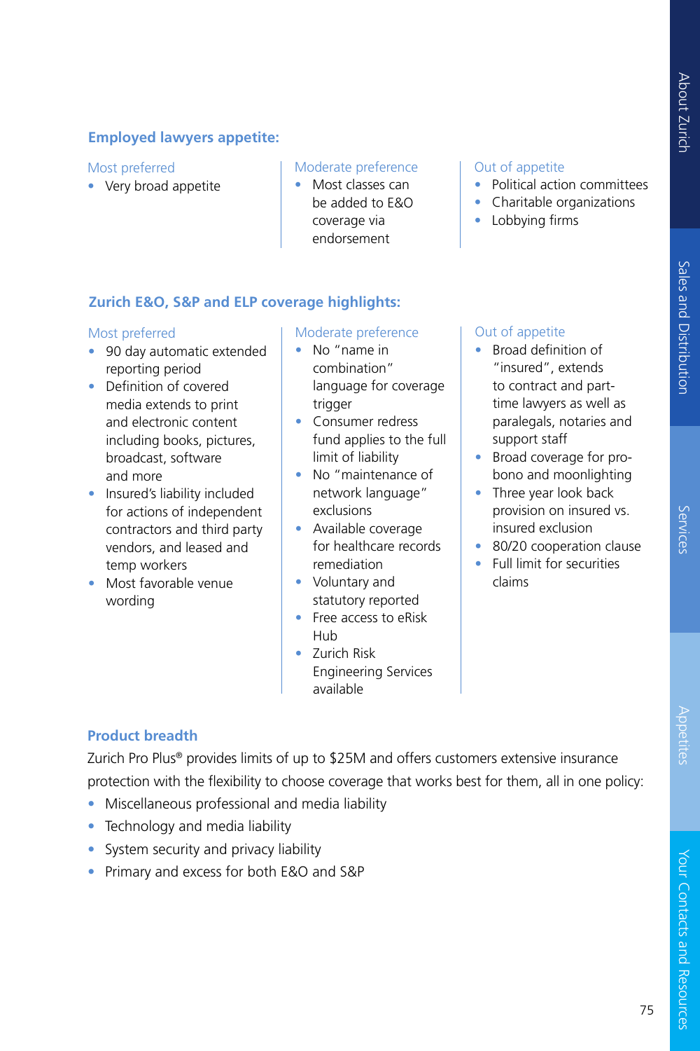### Employed lawyers appetite:

**Most preferred**

- Very broad appetite

**Moderate preference**

- Most classes can be added to E&O coverage via endorsement

**Out of appetite**

- Political action committees
- Charitable organizations
- Lobbying firms

### Zurich E&O, S&P and ELP coverage highlights:

**Most preferred**

- 90 day automatic extended reporting period
- Definition of covered media extends to print and electronic content including books, pictures, broadcast, software and more
- Insured's liability included for actions of independent contractors and third party vendors, and leased and temp workers
- Most favorable venue wording

**Moderate preference**

- No "name in combination" language for coverage trigger
- Consumer redress fund applies to the full limit of liability
- No "maintenance of network language" exclusions
- Available coverage for healthcare records remediation
- Voluntary and statutory reported
- Free access to eRisk Hub
- Zurich Risk Engineering Services available

**Out of appetite**

- Broad definition of "insured", extends to contract and part-time lawyers as well as paralegals, notaries and support staff
- Broad coverage for pro-bono and moonlighting
- Three year look back provision on insured vs. insured exclusion
- 80/20 cooperation clause
- Full limit for securities claims

### Product breadth

Zurich Pro Plus® provides limits of up to $25M and offers customers extensive insurance protection with the flexibility to choose coverage that works best for them, all in one policy:

- Miscellaneous professional and media liability
- Technology and media liability
- System security and privacy liability
- Primary and excess for both E&O and S&P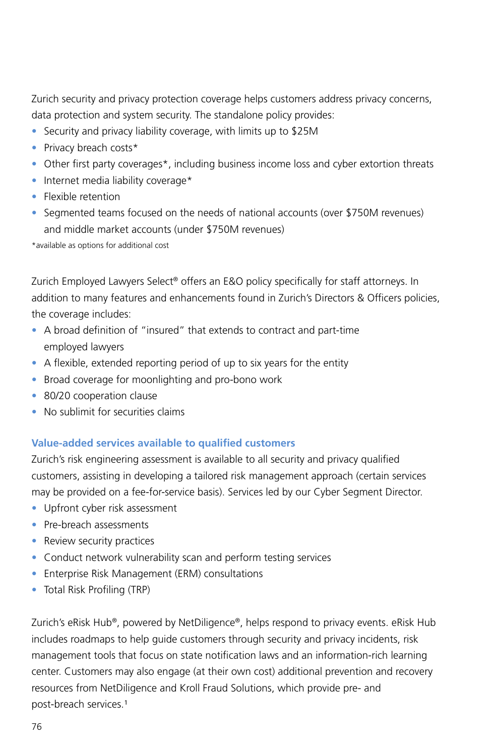Zurich security and privacy protection coverage helps customers address privacy concerns, data protection and system security. The standalone policy provides:

- Security and privacy liability coverage, with limits up to $25M
- Privacy breach costs*
- Other first party coverages*, including business income loss and cyber extortion threats
- Internet media liability coverage*
- Flexible retention
- Segmented teams focused on the needs of national accounts (over $750M revenues) and middle market accounts (under $750M revenues)

*available as options for additional cost

Zurich Employed Lawyers Select® offers an E&O policy specifically for staff attorneys. In addition to many features and enhancements found in Zurich's Directors & Officers policies, the coverage includes:

- A broad definition of "insured" that extends to contract and part-time employed lawyers
- A flexible, extended reporting period of up to six years for the entity
- Broad coverage for moonlighting and pro-bono work
- 80/20 cooperation clause
- No sublimit for securities claims

### Value-added services available to qualified customers

Zurich's risk engineering assessment is available to all security and privacy qualified customers, assisting in developing a tailored risk management approach (certain services may be provided on a fee-for-service basis). Services led by our Cyber Segment Director.

- Upfront cyber risk assessment
- Pre-breach assessments
- Review security practices
- Conduct network vulnerability scan and perform testing services
- Enterprise Risk Management (ERM) consultations
- Total Risk Profiling (TRP)

Zurich's eRisk Hub®, powered by NetDiligence®, helps respond to privacy events. eRisk Hub includes roadmaps to help guide customers through security and privacy incidents, risk management tools that focus on state notification laws and an information-rich learning center. Customers may also engage (at their own cost) additional prevention and recovery resources from NetDiligence and Kroll Fraud Solutions, which provide pre- and post-breach services.[1]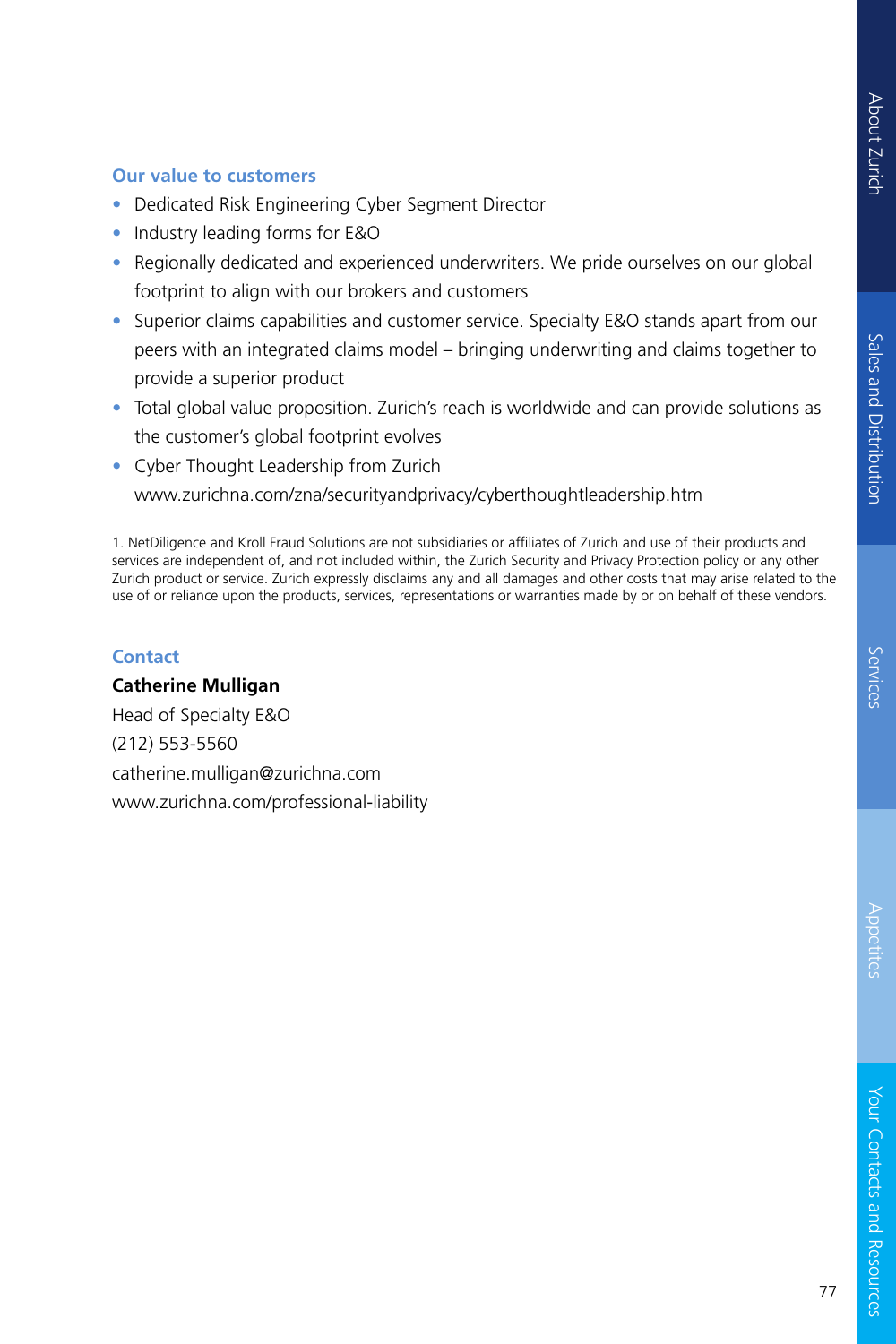### Our value to customers

- Dedicated Risk Engineering Cyber Segment Director
- Industry leading forms for E&O
- Regionally dedicated and experienced underwriters. We pride ourselves on our global footprint to align with our brokers and customers
- Superior claims capabilities and customer service. Specialty E&O stands apart from our peers with an integrated claims model – bringing underwriting and claims together to provide a superior product
- Total global value proposition. Zurich's reach is worldwide and can provide solutions as the customer's global footprint evolves
- Cyber Thought Leadership from Zurich www.zurichna.com/zna/securityandprivacy/cyberthoughtleadership.htm

1. NetDiligence and Kroll Fraud Solutions are not subsidiaries or affiliates of Zurich and use of their products and services are independent of, and not included within, the Zurich Security and Privacy Protection policy or any other Zurich product or service. Zurich expressly disclaims any and all damages and other costs that may arise related to the use of or reliance upon the products, services, representations or warranties made by or on behalf of these vendors.

### Contact

**Catherine Mulligan**
Head of Specialty E&O
(212) 553-5560
catherine.mulligan@zurichna.com
www.zurichna.com/professional-liability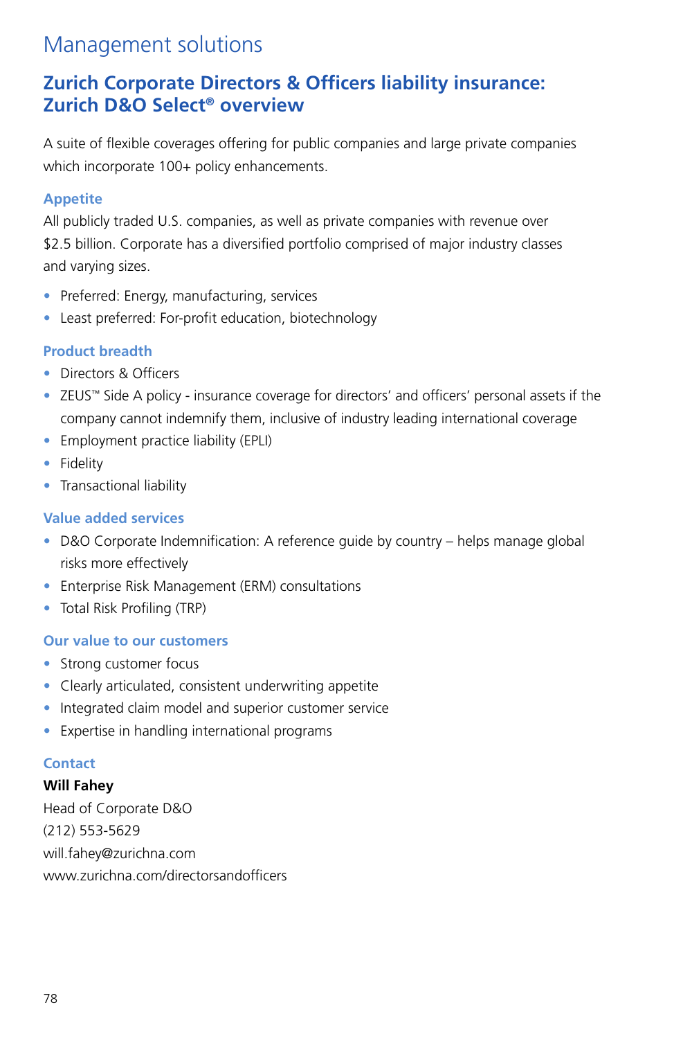# Management solutions

## Zurich Corporate Directors & Officers liability insurance: Zurich D&O Select® overview

A suite of flexible coverages offering for public companies and large private companies which incorporate 100+ policy enhancements.

### Appetite

All publicly traded U.S. companies, as well as private companies with revenue over $2.5 billion. Corporate has a diversified portfolio comprised of major industry classes and varying sizes.

- Preferred: Energy, manufacturing, services
- Least preferred: For-profit education, biotechnology

### Product breadth

- Directors & Officers
- ZEUS™ Side A policy - insurance coverage for directors' and officers' personal assets if the company cannot indemnify them, inclusive of industry leading international coverage
- Employment practice liability (EPLI)
- Fidelity
- Transactional liability

### Value added services

- D&O Corporate Indemnification: A reference guide by country – helps manage global risks more effectively
- Enterprise Risk Management (ERM) consultations
- Total Risk Profiling (TRP)

### Our value to our customers

- Strong customer focus
- Clearly articulated, consistent underwriting appetite
- Integrated claim model and superior customer service
- Expertise in handling international programs

### Contact

**Will Fahey**
Head of Corporate D&O
(212) 553-5629
will.fahey@zurichna.com
www.zurichna.com/directorsandofficers